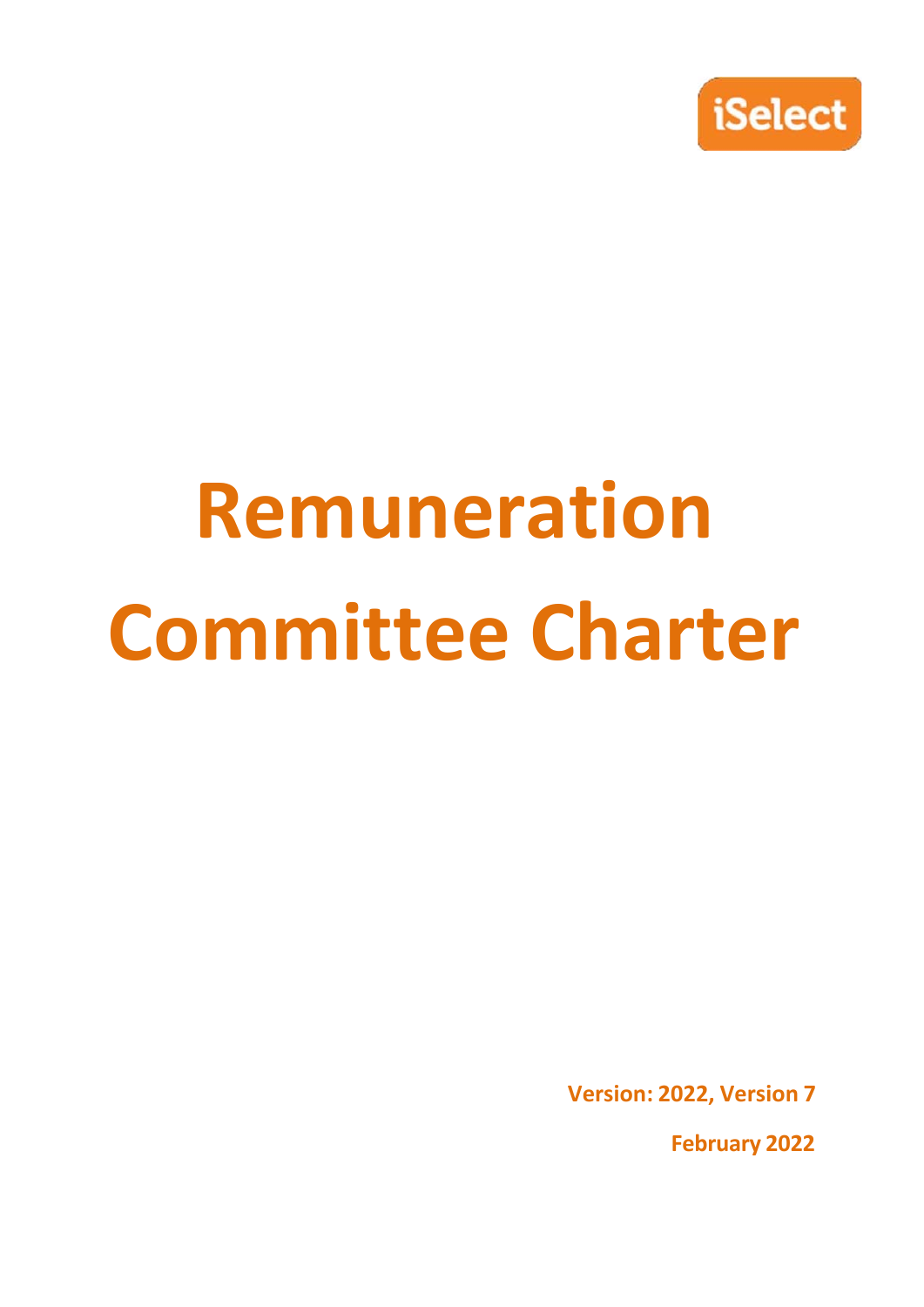iSelect

# Remuneration Committee Charter

**Version: 2022, Version 7**

**February 2022**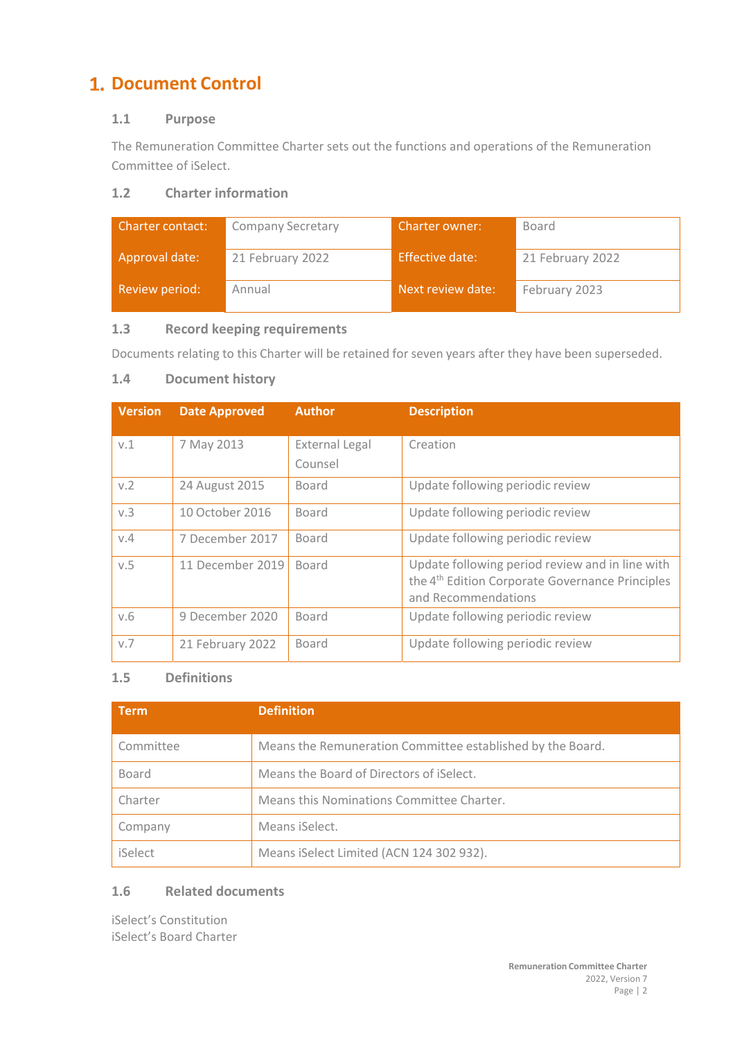# 1. Document Control

## 1.1 Purpose

The Remuneration Committee Charter sets out the functions and operations of the Remuneration Committee of iSelect.

## 1.2 Charter information

| Charter contact: | Company Secretary | Charter owner: | Board |
|---|---|---|---|
| Approval date: | 21 February 2022 | Effective date: | 21 February 2022 |
| Review period: | Annual | Next review date: | February 2023 |

## 1.3 Record keeping requirements

Documents relating to this Charter will be retained for seven years after they have been superseded.

## 1.4 Document history

| Version | Date Approved | Author | Description |
|---|---|---|---|
| v.1 | 7 May 2013 | External Legal Counsel | Creation |
| v.2 | 24 August 2015 | Board | Update following periodic review |
| v.3 | 10 October 2016 | Board | Update following periodic review |
| v.4 | 7 December 2017 | Board | Update following periodic review |
| v.5 | 11 December 2019 | Board | Update following period review and in line with the 4th Edition Corporate Governance Principles and Recommendations |
| v.6 | 9 December 2020 | Board | Update following periodic review |
| v.7 | 21 February 2022 | Board | Update following periodic review |

## 1.5 Definitions

| Term | Definition |
|---|---|
| Committee | Means the Remuneration Committee established by the Board. |
| Board | Means the Board of Directors of iSelect. |
| Charter | Means this Nominations Committee Charter. |
| Company | Means iSelect. |
| iSelect | Means iSelect Limited (ACN 124 302 932). |

## 1.6 Related documents

iSelect's Constitution
iSelect's Board Charter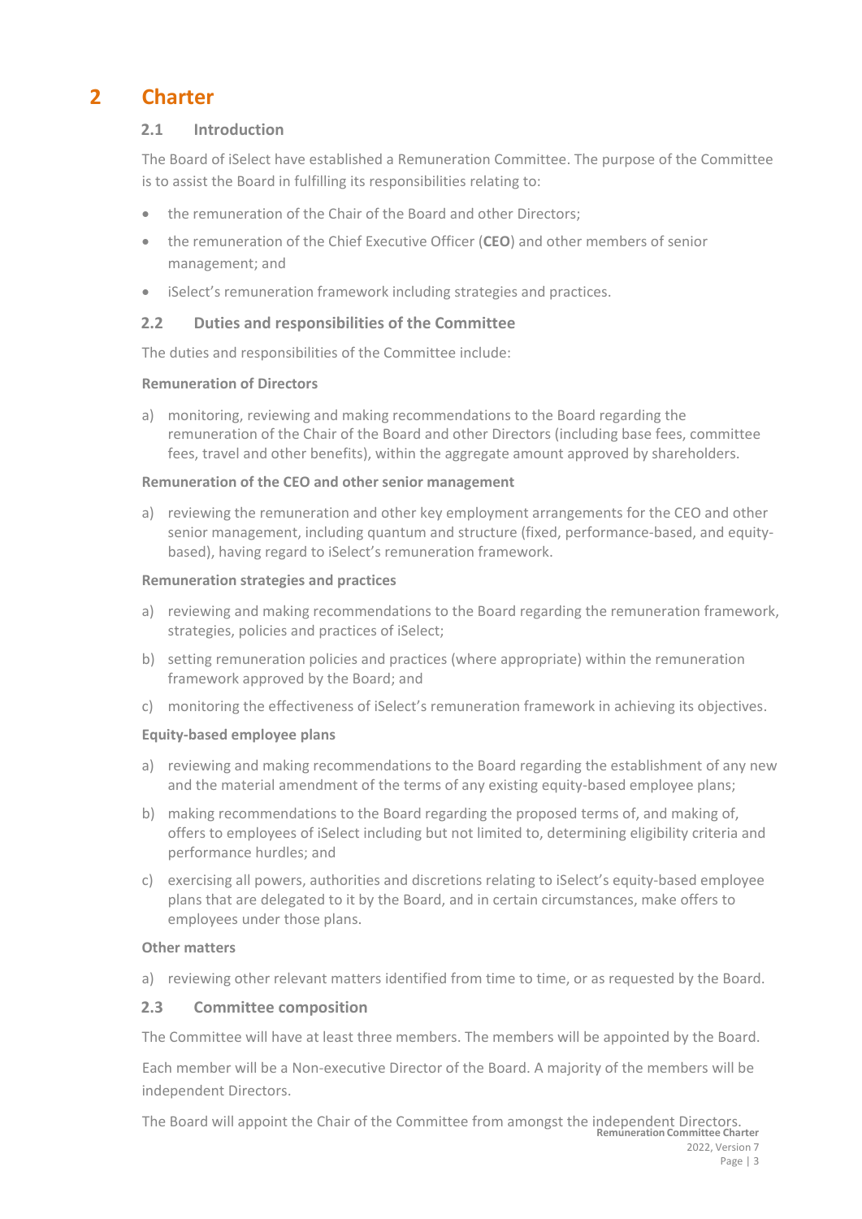# 2 Charter

## 2.1 Introduction

The Board of iSelect have established a Remuneration Committee. The purpose of the Committee is to assist the Board in fulfilling its responsibilities relating to:

- the remuneration of the Chair of the Board and other Directors;
- the remuneration of the Chief Executive Officer (**CEO**) and other members of senior management; and
- iSelect's remuneration framework including strategies and practices.

## 2.2 Duties and responsibilities of the Committee

The duties and responsibilities of the Committee include:

**Remuneration of Directors**

a) monitoring, reviewing and making recommendations to the Board regarding the remuneration of the Chair of the Board and other Directors (including base fees, committee fees, travel and other benefits), within the aggregate amount approved by shareholders.

**Remuneration of the CEO and other senior management**

a) reviewing the remuneration and other key employment arrangements for the CEO and other senior management, including quantum and structure (fixed, performance-based, and equity-based), having regard to iSelect's remuneration framework.

**Remuneration strategies and practices**

a) reviewing and making recommendations to the Board regarding the remuneration framework, strategies, policies and practices of iSelect;

b) setting remuneration policies and practices (where appropriate) within the remuneration framework approved by the Board; and

c) monitoring the effectiveness of iSelect's remuneration framework in achieving its objectives.

**Equity-based employee plans**

a) reviewing and making recommendations to the Board regarding the establishment of any new and the material amendment of the terms of any existing equity-based employee plans;

b) making recommendations to the Board regarding the proposed terms of, and making of, offers to employees of iSelect including but not limited to, determining eligibility criteria and performance hurdles; and

c) exercising all powers, authorities and discretions relating to iSelect's equity-based employee plans that are delegated to it by the Board, and in certain circumstances, make offers to employees under those plans.

**Other matters**

a) reviewing other relevant matters identified from time to time, or as requested by the Board.

## 2.3 Committee composition

The Committee will have at least three members. The members will be appointed by the Board.

Each member will be a Non-executive Director of the Board. A majority of the members will be independent Directors.

The Board will appoint the Chair of the Committee from amongst the independent Directors.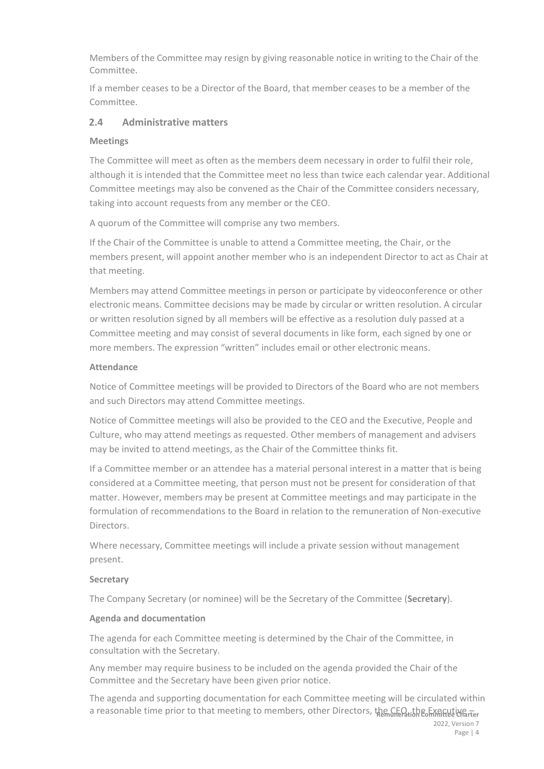Members of the Committee may resign by giving reasonable notice in writing to the Chair of the Committee.

If a member ceases to be a Director of the Board, that member ceases to be a member of the Committee.

## 2.4 Administrative matters

### Meetings

The Committee will meet as often as the members deem necessary in order to fulfil their role, although it is intended that the Committee meet no less than twice each calendar year. Additional Committee meetings may also be convened as the Chair of the Committee considers necessary, taking into account requests from any member or the CEO.

A quorum of the Committee will comprise any two members.

If the Chair of the Committee is unable to attend a Committee meeting, the Chair, or the members present, will appoint another member who is an independent Director to act as Chair at that meeting.

Members may attend Committee meetings in person or participate by videoconference or other electronic means. Committee decisions may be made by circular or written resolution. A circular or written resolution signed by all members will be effective as a resolution duly passed at a Committee meeting and may consist of several documents in like form, each signed by one or more members. The expression "written" includes email or other electronic means.

### Attendance

Notice of Committee meetings will be provided to Directors of the Board who are not members and such Directors may attend Committee meetings.

Notice of Committee meetings will also be provided to the CEO and the Executive, People and Culture, who may attend meetings as requested. Other members of management and advisers may be invited to attend meetings, as the Chair of the Committee thinks fit.

If a Committee member or an attendee has a material personal interest in a matter that is being considered at a Committee meeting, that person must not be present for consideration of that matter. However, members may be present at Committee meetings and may participate in the formulation of recommendations to the Board in relation to the remuneration of Non-executive Directors.

Where necessary, Committee meetings will include a private session without management present.

### Secretary

The Company Secretary (or nominee) will be the Secretary of the Committee (**Secretary**).

### Agenda and documentation

The agenda for each Committee meeting is determined by the Chair of the Committee, in consultation with the Secretary.

Any member may require business to be included on the agenda provided the Chair of the Committee and the Secretary have been given prior notice.

The agenda and supporting documentation for each Committee meeting will be circulated within a reasonable time prior to that meeting to members, other Directors, the CEO, the Executive –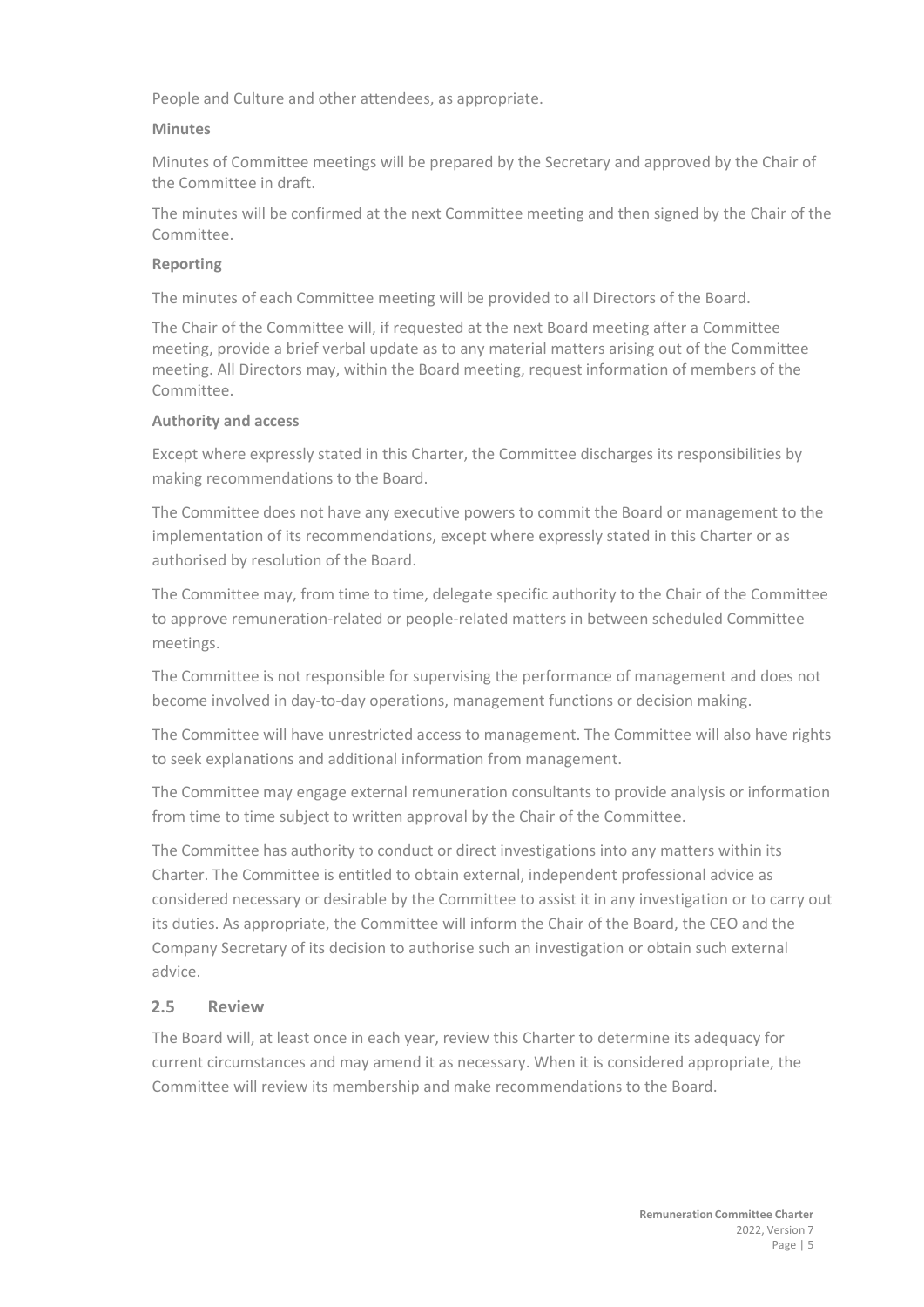People and Culture and other attendees, as appropriate.

**Minutes**

Minutes of Committee meetings will be prepared by the Secretary and approved by the Chair of the Committee in draft.

The minutes will be confirmed at the next Committee meeting and then signed by the Chair of the Committee.

**Reporting**

The minutes of each Committee meeting will be provided to all Directors of the Board.

The Chair of the Committee will, if requested at the next Board meeting after a Committee meeting, provide a brief verbal update as to any material matters arising out of the Committee meeting. All Directors may, within the Board meeting, request information of members of the Committee.

**Authority and access**

Except where expressly stated in this Charter, the Committee discharges its responsibilities by making recommendations to the Board.

The Committee does not have any executive powers to commit the Board or management to the implementation of its recommendations, except where expressly stated in this Charter or as authorised by resolution of the Board.

The Committee may, from time to time, delegate specific authority to the Chair of the Committee to approve remuneration-related or people-related matters in between scheduled Committee meetings.

The Committee is not responsible for supervising the performance of management and does not become involved in day-to-day operations, management functions or decision making.

The Committee will have unrestricted access to management. The Committee will also have rights to seek explanations and additional information from management.

The Committee may engage external remuneration consultants to provide analysis or information from time to time subject to written approval by the Chair of the Committee.

The Committee has authority to conduct or direct investigations into any matters within its Charter. The Committee is entitled to obtain external, independent professional advice as considered necessary or desirable by the Committee to assist it in any investigation or to carry out its duties. As appropriate, the Committee will inform the Chair of the Board, the CEO and the Company Secretary of its decision to authorise such an investigation or obtain such external advice.

## 2.5 Review

The Board will, at least once in each year, review this Charter to determine its adequacy for current circumstances and may amend it as necessary. When it is considered appropriate, the Committee will review its membership and make recommendations to the Board.